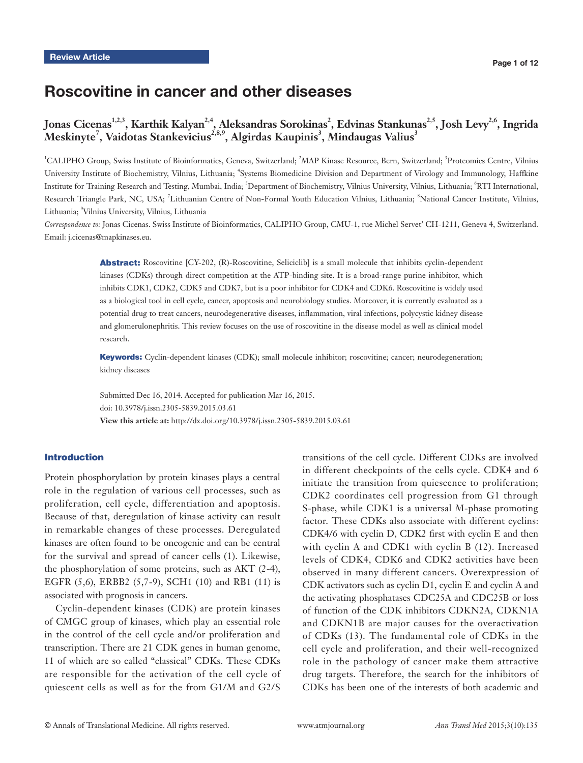Review Article

# Roscovitine in cancer and other diseases

**Jonas Cicenas[1,2,3], Karthik Kalyan[2,4], Aleksandras Sorokinas[2], Edvinas Stankunas[2,5], Josh Levy[2,6], Ingrida Meskinyte[7], Vaidotas Stankevicius[2,8,9], Algirdas Kaupinis[3], Mindaugas Valius[3]**

[1]CALIPHO Group, Swiss Institute of Bioinformatics, Geneva, Switzerland; [2]MAP Kinase Resource, Bern, Switzerland; [3]Proteomics Centre, Vilnius University Institute of Biochemistry, Vilnius, Lithuania; [4]Systems Biomedicine Division and Department of Virology and Immunology, Haffkine Institute for Training Research and Testing, Mumbai, India; [5]Department of Biochemistry, Vilnius University, Vilnius, Lithuania; [6]RTI International, Research Triangle Park, NC, USA; [7]Lithuanian Centre of Non-Formal Youth Education Vilnius, Lithuania; [8]National Cancer Institute, Vilnius, Lithuania; [9]Vilnius University, Vilnius, Lithuania

*Correspondence to:* Jonas Cicenas. Swiss Institute of Bioinformatics, CALIPHO Group, CMU-1, rue Michel Servet' CH-1211, Geneva 4, Switzerland. Email: j.cicenas@mapkinases.eu.

**Abstract:** Roscovitine [CY-202, (R)-Roscovitine, Seliciclib] is a small molecule that inhibits cyclin-dependent kinases (CDKs) through direct competition at the ATP-binding site. It is a broad-range purine inhibitor, which inhibits CDK1, CDK2, CDK5 and CDK7, but is a poor inhibitor for CDK4 and CDK6. Roscovitine is widely used as a biological tool in cell cycle, cancer, apoptosis and neurobiology studies. Moreover, it is currently evaluated as a potential drug to treat cancers, neurodegenerative diseases, inflammation, viral infections, polycystic kidney disease and glomerulonephritis. This review focuses on the use of roscovitine in the disease model as well as clinical model research.

**Keywords:** Cyclin-dependent kinases (CDK); small molecule inhibitor; roscovitine; cancer; neurodegeneration; kidney diseases

Submitted Dec 16, 2014. Accepted for publication Mar 16, 2015.
doi: 10.3978/j.issn.2305-5839.2015.03.61
**View this article at:** http://dx.doi.org/10.3978/j.issn.2305-5839.2015.03.61

## Introduction

Protein phosphorylation by protein kinases plays a central role in the regulation of various cell processes, such as proliferation, cell cycle, differentiation and apoptosis. Because of that, deregulation of kinase activity can result in remarkable changes of these processes. Deregulated kinases are often found to be oncogenic and can be central for the survival and spread of cancer cells (1). Likewise, the phosphorylation of some proteins, such as AKT (2-4), EGFR (5,6), ERBB2 (5,7-9), SCH1 (10) and RB1 (11) is associated with prognosis in cancers.

Cyclin-dependent kinases (CDK) are protein kinases of CMGC group of kinases, which play an essential role in the control of the cell cycle and/or proliferation and transcription. There are 21 CDK genes in human genome, 11 of which are so called "classical" CDKs. These CDKs are responsible for the activation of the cell cycle of quiescent cells as well as for the from G1/M and G2/S transitions of the cell cycle. Different CDKs are involved in different checkpoints of the cells cycle. CDK4 and 6 initiate the transition from quiescence to proliferation; CDK2 coordinates cell progression from G1 through S-phase, while CDK1 is a universal M-phase promoting factor. These CDKs also associate with different cyclins: CDK4/6 with cyclin D, CDK2 first with cyclin E and then with cyclin A and CDK1 with cyclin B (12). Increased levels of CDK4, CDK6 and CDK2 activities have been observed in many different cancers. Overexpression of CDK activators such as cyclin D1, cyclin E and cyclin A and the activating phosphatases CDC25A and CDC25B or loss of function of the CDK inhibitors CDKN2A, CDKN1A and CDKN1B are major causes for the overactivation of CDKs (13). The fundamental role of CDKs in the cell cycle and proliferation, and their well-recognized role in the pathology of cancer make them attractive drug targets. Therefore, the search for the inhibitors of CDKs has been one of the interests of both academic and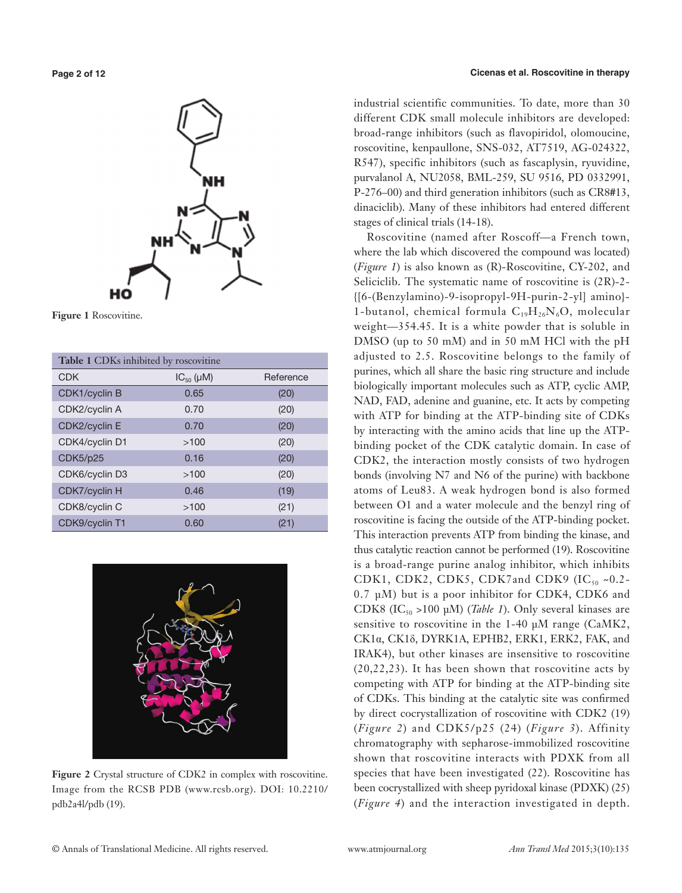Figure 1 Roscovitine.

| Table 1 CDKs inhibited by roscovitine | | |
|---|---|---|
| CDK | $IC_{50}$ (μM) | Reference |
| CDK1/cyclin B | 0.65 | (20) |
| CDK2/cyclin A | 0.70 | (20) |
| CDK2/cyclin E | 0.70 | (20) |
| CDK4/cyclin D1 | >100 | (20) |
| CDK5/p25 | 0.16 | (20) |
| CDK6/cyclin D3 | >100 | (20) |
| CDK7/cyclin H | 0.46 | (19) |
| CDK8/cyclin C | >100 | (21) |
| CDK9/cyclin T1 | 0.60 | (21) |

Figure 2 Crystal structure of CDK2 in complex with roscovitine. Image from the RCSB PDB (www.rcsb.org). DOI: 10.2210/pdb2a4l/pdb (19).

industrial scientific communities. To date, more than 30 different CDK small molecule inhibitors are developed: broad-range inhibitors (such as flavopiridol, olomoucine, roscovitine, kenpaullone, SNS-032, AT7519, AG-024322, R547), specific inhibitors (such as fascaplysin, ryuvidine, purvalanol A, NU2058, BML-259, SU 9516, PD 0332991, P-276–00) and third generation inhibitors (such as CR8#13, dinaciclib). Many of these inhibitors had entered different stages of clinical trials (14-18).

Roscovitine (named after Roscoff—a French town, where the lab which discovered the compound was located) (*Figure 1*) is also known as (R)-Roscovitine, CY-202, and Seliciclib. The systematic name of roscovitine is (2R)-2-{[6-(Benzylamino)-9-isopropyl-9H-purin-2-yl] amino}-1-butanol, chemical formula $C_{19}H_{26}N_{6}O$, molecular weight—354.45. It is a white powder that is soluble in DMSO (up to 50 mM) and in 50 mM HCl with the pH adjusted to 2.5. Roscovitine belongs to the family of purines, which all share the basic ring structure and include biologically important molecules such as ATP, cyclic AMP, NAD, FAD, adenine and guanine, etc. It acts by competing with ATP for binding at the ATP-binding site of CDKs by interacting with the amino acids that line up the ATP-binding pocket of the CDK catalytic domain. In case of CDK2, the interaction mostly consists of two hydrogen bonds (involving N7 and N6 of the purine) with backbone atoms of Leu83. A weak hydrogen bond is also formed between O1 and a water molecule and the benzyl ring of roscovitine is facing the outside of the ATP-binding pocket. This interaction prevents ATP from binding the kinase, and thus catalytic reaction cannot be performed (19). Roscovitine is a broad-range purine analog inhibitor, which inhibits CDK1, CDK2, CDK5, CDK7and CDK9 ($IC_{50}$ ~0.2-0.7 μM) but is a poor inhibitor for CDK4, CDK6 and CDK8 ($IC_{50}$ >100 μM) (*Table 1*). Only several kinases are sensitive to roscovitine in the 1-40 μM range (CaMK2, CK1α, CK1δ, DYRK1A, EPHB2, ERK1, ERK2, FAK, and IRAK4), but other kinases are insensitive to roscovitine (20,22,23). It has been shown that roscovitine acts by competing with ATP for binding at the ATP-binding site of CDKs. This binding at the catalytic site was confirmed by direct cocrystallization of roscovitine with CDK2 (19) (*Figure 2*) and CDK5/p25 (24) (*Figure 3*). Affinity chromatography with sepharose-immobilized roscovitine shown that roscovitine interacts with PDXK from all species that have been investigated (22). Roscovitine has been cocrystallized with sheep pyridoxal kinase (PDXK) (25) (*Figure 4*) and the interaction investigated in depth.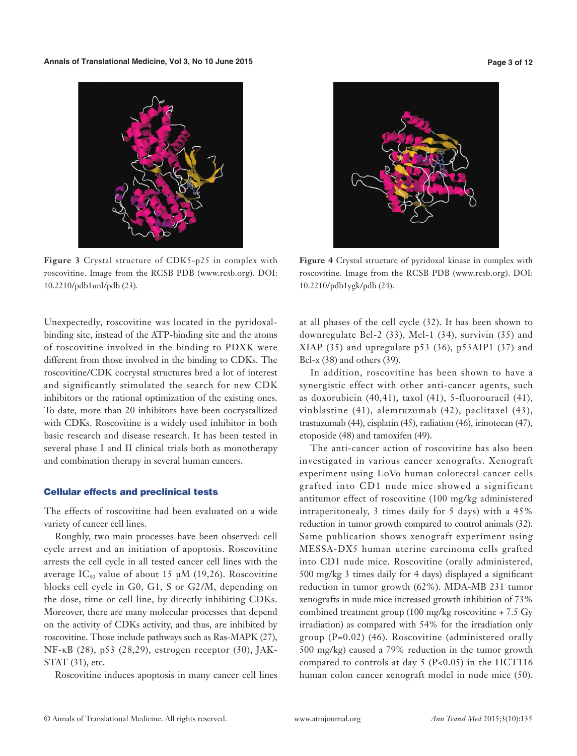Figure 3 Crystal structure of CDK5-p25 in complex with roscovitine. Image from the RCSB PDB (www.rcsb.org). DOI: 10.2210/pdb1unl/pdb (23).

Figure 4 Crystal structure of pyridoxal kinase in complex with roscovitine. Image from the RCSB PDB (www.rcsb.org). DOI: 10.2210/pdb1ygk/pdb (24).

Unexpectedly, roscovitine was located in the pyridoxal-binding site, instead of the ATP-binding site and the atoms of roscovitine involved in the binding to PDXK were different from those involved in the binding to CDKs. The roscovitine/CDK cocrystal structures bred a lot of interest and significantly stimulated the search for new CDK inhibitors or the rational optimization of the existing ones. To date, more than 20 inhibitors have been cocrystallized with CDKs. Roscovitine is a widely used inhibitor in both basic research and disease research. It has been tested in several phase I and II clinical trials both as monotherapy and combination therapy in several human cancers.

## Cellular effects and preclinical tests

The effects of roscovitine had been evaluated on a wide variety of cancer cell lines.

Roughly, two main processes have been observed: cell cycle arrest and an initiation of apoptosis. Roscovitine arrests the cell cycle in all tested cancer cell lines with the average $IC_{50}$ value of about 15 µM (19,26). Roscovitine blocks cell cycle in G0, G1, S or G2/M, depending on the dose, time or cell line, by directly inhibiting CDKs. Moreover, there are many molecular processes that depend on the activity of CDKs activity, and thus, are inhibited by roscovitine. Those include pathways such as Ras-MAPK (27), NF-κB (28), p53 (28,29), estrogen receptor (30), JAK-STAT (31), etc.

Roscovitine induces apoptosis in many cancer cell lines at all phases of the cell cycle (32). It has been shown to downregulate Bcl-2 (33), Mcl-1 (34), survivin (35) and XIAP (35) and upregulate p53 (36), p53AIP1 (37) and Bcl-x (38) and others (39).

In addition, roscovitine has been shown to have a synergistic effect with other anti-cancer agents, such as doxorubicin (40,41), taxol (41), 5-fluorouracil (41), vinblastine (41), alemtuzumab (42), paclitaxel (43), trastuzumab (44), cisplatin (45), radiation (46), irinotecan (47), etoposide (48) and tamoxifen (49).

The anti-cancer action of roscovitine has also been investigated in various cancer xenografts. Xenograft experiment using LoVo human colorectal cancer cells grafted into CD1 nude mice showed a significant antitumor effect of roscovitine (100 mg/kg administered intraperitonealy, 3 times daily for 5 days) with a 45% reduction in tumor growth compared to control animals (32). Same publication shows xenograft experiment using MESSA-DX5 human uterine carcinoma cells grafted into CD1 nude mice. Roscovitine (orally administered, 500 mg/kg 3 times daily for 4 days) displayed a significant reduction in tumor growth (62%). MDA-MB 231 tumor xenografts in nude mice increased growth inhibition of 73% combined treatment group (100 mg/kg roscovitine + 7.5 Gy irradiation) as compared with 54% for the irradiation only group ($P=0.02$) (46). Roscovitine (administered orally 500 mg/kg) caused a 79% reduction in the tumor growth compared to controls at day 5 ($P<0.05$) in the HCT116 human colon cancer xenograft model in nude mice (50).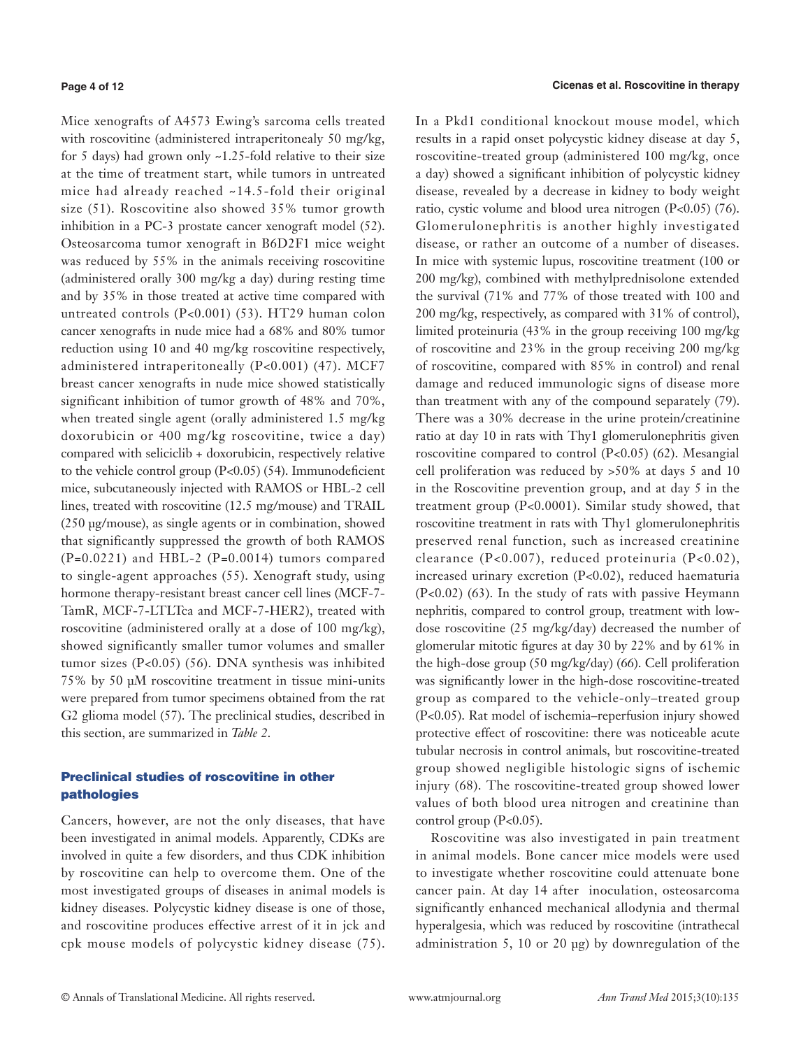Mice xenografts of A4573 Ewing's sarcoma cells treated with roscovitine (administered intraperitonealy 50 mg/kg, for 5 days) had grown only ~1.25-fold relative to their size at the time of treatment start, while tumors in untreated mice had already reached ~14.5-fold their original size (51). Roscovitine also showed 35% tumor growth inhibition in a PC-3 prostate cancer xenograft model (52). Osteosarcoma tumor xenograft in B6D2F1 mice weight was reduced by 55% in the animals receiving roscovitine (administered orally 300 mg/kg a day) during resting time and by 35% in those treated at active time compared with untreated controls (P<0.001) (53). HT29 human colon cancer xenografts in nude mice had a 68% and 80% tumor reduction using 10 and 40 mg/kg roscovitine respectively, administered intraperitoneally (P<0.001) (47). MCF7 breast cancer xenografts in nude mice showed statistically significant inhibition of tumor growth of 48% and 70%, when treated single agent (orally administered 1.5 mg/kg doxorubicin or 400 mg/kg roscovitine, twice a day) compared with seliciclib + doxorubicin, respectively relative to the vehicle control group (P<0.05) (54). Immunodeficient mice, subcutaneously injected with RAMOS or HBL-2 cell lines, treated with roscovitine (12.5 mg/mouse) and TRAIL (250 µg/mouse), as single agents or in combination, showed that significantly suppressed the growth of both RAMOS (P=0.0221) and HBL-2 (P=0.0014) tumors compared to single-agent approaches (55). Xenograft study, using hormone therapy-resistant breast cancer cell lines (MCF-7-TamR, MCF-7-LTLTca and MCF-7-HER2), treated with roscovitine (administered orally at a dose of 100 mg/kg), showed significantly smaller tumor volumes and smaller tumor sizes (P<0.05) (56). DNA synthesis was inhibited 75% by 50 µM roscovitine treatment in tissue mini-units were prepared from tumor specimens obtained from the rat G2 glioma model (57). The preclinical studies, described in this section, are summarized in *Table 2*.

## Preclinical studies of roscovitine in other pathologies

Cancers, however, are not the only diseases, that have been investigated in animal models. Apparently, CDKs are involved in quite a few disorders, and thus CDK inhibition by roscovitine can help to overcome them. One of the most investigated groups of diseases in animal models is kidney diseases. Polycystic kidney disease is one of those, and roscovitine produces effective arrest of it in jck and cpk mouse models of polycystic kidney disease (75). In a Pkd1 conditional knockout mouse model, which results in a rapid onset polycystic kidney disease at day 5, roscovitine-treated group (administered 100 mg/kg, once a day) showed a significant inhibition of polycystic kidney disease, revealed by a decrease in kidney to body weight ratio, cystic volume and blood urea nitrogen (P<0.05) (76). Glomerulonephritis is another highly investigated disease, or rather an outcome of a number of diseases. In mice with systemic lupus, roscovitine treatment (100 or 200 mg/kg), combined with methylprednisolone extended the survival (71% and 77% of those treated with 100 and 200 mg/kg, respectively, as compared with 31% of control), limited proteinuria (43% in the group receiving 100 mg/kg of roscovitine and 23% in the group receiving 200 mg/kg of roscovitine, compared with 85% in control) and renal damage and reduced immunologic signs of disease more than treatment with any of the compound separately (79). There was a 30% decrease in the urine protein/creatinine ratio at day 10 in rats with Thy1 glomerulonephritis given roscovitine compared to control (P<0.05) (62). Mesangial cell proliferation was reduced by >50% at days 5 and 10 in the Roscovitine prevention group, and at day 5 in the treatment group (P<0.0001). Similar study showed, that roscovitine treatment in rats with Thy1 glomerulonephritis preserved renal function, such as increased creatinine clearance (P<0.007), reduced proteinuria (P<0.02), increased urinary excretion (P<0.02), reduced haematuria (P<0.02) (63). In the study of rats with passive Heymann nephritis, compared to control group, treatment with low-dose roscovitine (25 mg/kg/day) decreased the number of glomerular mitotic figures at day 30 by 22% and by 61% in the high-dose group (50 mg/kg/day) (66). Cell proliferation was significantly lower in the high-dose roscovitine-treated group as compared to the vehicle-only–treated group (P<0.05). Rat model of ischemia–reperfusion injury showed protective effect of roscovitine: there was noticeable acute tubular necrosis in control animals, but roscovitine-treated group showed negligible histologic signs of ischemic injury (68). The roscovitine-treated group showed lower values of both blood urea nitrogen and creatinine than control group (P<0.05).

Roscovitine was also investigated in pain treatment in animal models. Bone cancer mice models were used to investigate whether roscovitine could attenuate bone cancer pain. At day 14 after inoculation, osteosarcoma significantly enhanced mechanical allodynia and thermal hyperalgesia, which was reduced by roscovitine (intrathecal administration 5, 10 or 20 µg) by downregulation of the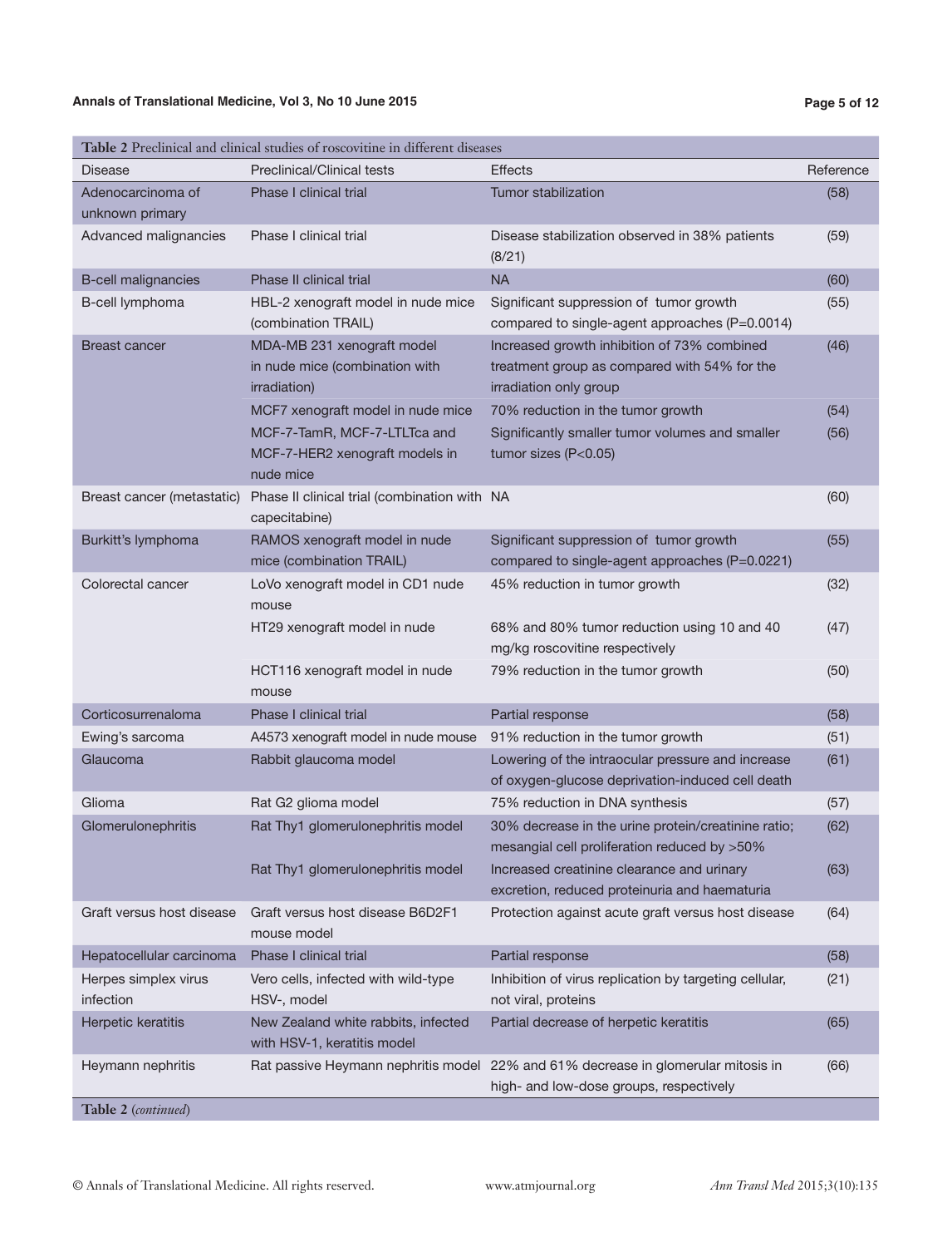**Table 2** Preclinical and clinical studies of roscovitine in different diseases

| Disease | Preclinical/Clinical tests | Effects | Reference |
|---|---|---|---|
| Adenocarcinoma of unknown primary | Phase I clinical trial | Tumor stabilization | (58) |
| Advanced malignancies | Phase I clinical trial | Disease stabilization observed in 38% patients (8/21) | (59) |
| B-cell malignancies | Phase II clinical trial | NA | (60) |
| B-cell lymphoma | HBL-2 xenograft model in nude mice (combination TRAIL) | Significant suppression of tumor growth compared to single-agent approaches (P=0.0014) | (55) |
| Breast cancer | MDA-MB 231 xenograft model in nude mice (combination with irradiation) | Increased growth inhibition of 73% combined treatment group as compared with 54% for the irradiation only group | (46) |
| | MCF7 xenograft model in nude mice | 70% reduction in the tumor growth | (54) |
| | MCF-7-TamR, MCF-7-LTLTca and MCF-7-HER2 xenograft models in nude mice | Significantly smaller tumor volumes and smaller tumor sizes (P<0.05) | (56) |
| Breast cancer (metastatic) | Phase II clinical trial (combination with capecitabine) | NA | (60) |
| Burkitt's lymphoma | RAMOS xenograft model in nude mice (combination TRAIL) | Significant suppression of tumor growth compared to single-agent approaches (P=0.0221) | (55) |
| Colorectal cancer | LoVo xenograft model in CD1 nude mouse | 45% reduction in tumor growth | (32) |
| | HT29 xenograft model in nude | 68% and 80% tumor reduction using 10 and 40 mg/kg roscovitine respectively | (47) |
| | HCT116 xenograft model in nude mouse | 79% reduction in the tumor growth | (50) |
| Corticosurrenaloma | Phase I clinical trial | Partial response | (58) |
| Ewing's sarcoma | A4573 xenograft model in nude mouse | 91% reduction in the tumor growth | (51) |
| Glaucoma | Rabbit glaucoma model | Lowering of the intraocular pressure and increase of oxygen-glucose deprivation-induced cell death | (61) |
| Glioma | Rat G2 glioma model | 75% reduction in DNA synthesis | (57) |
| Glomerulonephritis | Rat Thy1 glomerulonephritis model | 30% decrease in the urine protein/creatinine ratio; mesangial cell proliferation reduced by >50% | (62) |
| | Rat Thy1 glomerulonephritis model | Increased creatinine clearance and urinary excretion, reduced proteinuria and haematuria | (63) |
| Graft versus host disease | Graft versus host disease B6D2F1 mouse model | Protection against acute graft versus host disease | (64) |
| Hepatocellular carcinoma | Phase I clinical trial | Partial response | (58) |
| Herpes simplex virus infection | Vero cells, infected with wild-type HSV-, model | Inhibition of virus replication by targeting cellular, not viral, proteins | (21) |
| Herpetic keratitis | New Zealand white rabbits, infected with HSV-1, keratitis model | Partial decrease of herpetic keratitis | (65) |
| Heymann nephritis | Rat passive Heymann nephritis model | 22% and 61% decrease in glomerular mitosis in high- and low-dose groups, respectively | (66) |

**Table 2** (*continued*)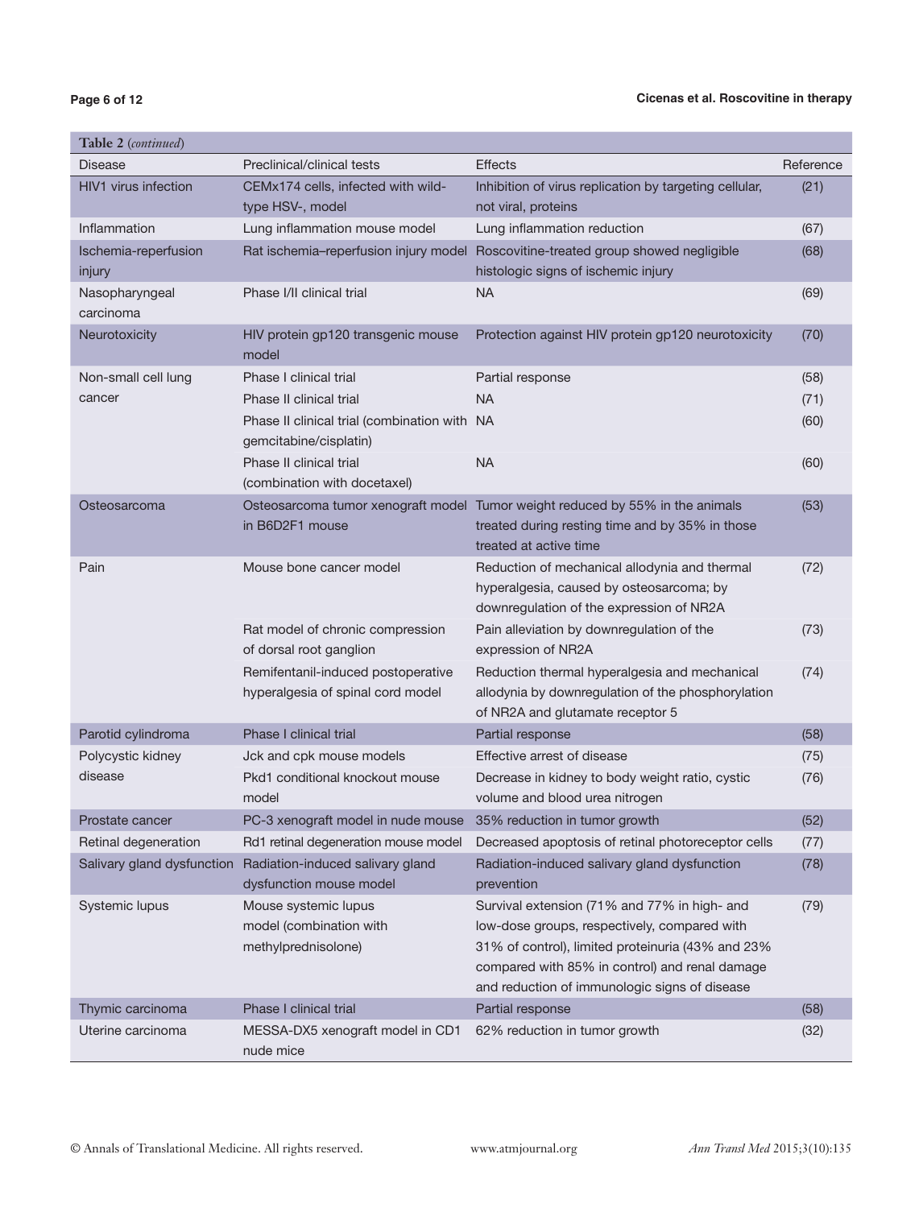**Table 2** (*continued*)

| Disease | Preclinical/clinical tests | Effects | Reference |
|---|---|---|---|
| HIV1 virus infection | CEMx174 cells, infected with wild-type HSV-, model | Inhibition of virus replication by targeting cellular, not viral, proteins | (21) |
| Inflammation | Lung inflammation mouse model | Lung inflammation reduction | (67) |
| Ischemia-reperfusion injury | Rat ischemia–reperfusion injury model | Roscovitine-treated group showed negligible histologic signs of ischemic injury | (68) |
| Nasopharyngeal carcinoma | Phase I/II clinical trial | NA | (69) |
| Neurotoxicity | HIV protein gp120 transgenic mouse model | Protection against HIV protein gp120 neurotoxicity | (70) |
| Non-small cell lung cancer | Phase I clinical trial | Partial response | (58) |
| | Phase II clinical trial | NA | (71) |
| | Phase II clinical trial (combination with gemcitabine/cisplatin) | NA | (60) |
| | Phase II clinical trial (combination with docetaxel) | NA | (60) |
| Osteosarcoma | Osteosarcoma tumor xenograft model in B6D2F1 mouse | Tumor weight reduced by 55% in the animals treated during resting time and by 35% in those treated at active time | (53) |
| Pain | Mouse bone cancer model | Reduction of mechanical allodynia and thermal hyperalgesia, caused by osteosarcoma; by downregulation of the expression of NR2A | (72) |
| | Rat model of chronic compression of dorsal root ganglion | Pain alleviation by downregulation of the expression of NR2A | (73) |
| | Remifentanil-induced postoperative hyperalgesia of spinal cord model | Reduction thermal hyperalgesia and mechanical allodynia by downregulation of the phosphorylation of NR2A and glutamate receptor 5 | (74) |
| Parotid cylindroma | Phase I clinical trial | Partial response | (58) |
| Polycystic kidney disease | Jck and cpk mouse models | Effective arrest of disease | (75) |
| | Pkd1 conditional knockout mouse model | Decrease in kidney to body weight ratio, cystic volume and blood urea nitrogen | (76) |
| Prostate cancer | PC-3 xenograft model in nude mouse | 35% reduction in tumor growth | (52) |
| Retinal degeneration | Rd1 retinal degeneration mouse model | Decreased apoptosis of retinal photoreceptor cells | (77) |
| Salivary gland dysfunction | Radiation-induced salivary gland dysfunction mouse model | Radiation-induced salivary gland dysfunction prevention | (78) |
| Systemic lupus | Mouse systemic lupus model (combination with methylprednisolone) | Survival extension (71% and 77% in high- and low-dose groups, respectively, compared with 31% of control), limited proteinuria (43% and 23% compared with 85% in control) and renal damage and reduction of immunologic signs of disease | (79) |
| Thymic carcinoma | Phase I clinical trial | Partial response | (58) |
| Uterine carcinoma | MESSA-DX5 xenograft model in CD1 nude mice | 62% reduction in tumor growth | (32) |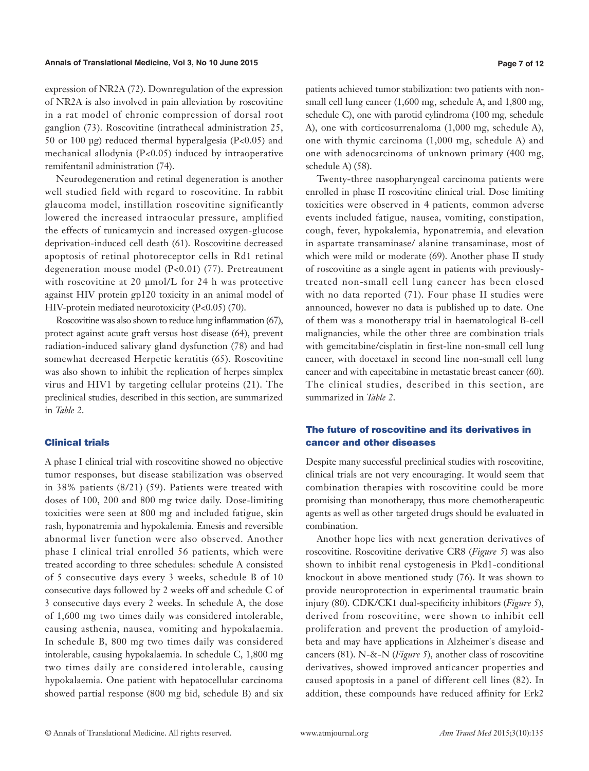expression of NR2A (72). Downregulation of the expression of NR2A is also involved in pain alleviation by roscovitine in a rat model of chronic compression of dorsal root ganglion (73). Roscovitine (intrathecal administration 25, 50 or 100 µg) reduced thermal hyperalgesia ($P<0.05$) and mechanical allodynia ($P<0.05$) induced by intraoperative remifentanil administration (74).

Neurodegeneration and retinal degeneration is another well studied field with regard to roscovitine. In rabbit glaucoma model, instillation roscovitine significantly lowered the increased intraocular pressure, amplified the effects of tunicamycin and increased oxygen-glucose deprivation-induced cell death (61). Roscovitine decreased apoptosis of retinal photoreceptor cells in Rd1 retinal degeneration mouse model ($P<0.01$) (77). Pretreatment with roscovitine at 20 µmol/L for 24 h was protective against HIV protein gp120 toxicity in an animal model of HIV-protein mediated neurotoxicity ($P<0.05$) (70).

Roscovitine was also shown to reduce lung inflammation (67), protect against acute graft versus host disease (64), prevent radiation-induced salivary gland dysfunction (78) and had somewhat decreased Herpetic keratitis (65). Roscovitine was also shown to inhibit the replication of herpes simplex virus and HIV1 by targeting cellular proteins (21). The preclinical studies, described in this section, are summarized in *Table 2*.

## Clinical trials

A phase I clinical trial with roscovitine showed no objective tumor responses, but disease stabilization was observed in 38% patients (8/21) (59). Patients were treated with doses of 100, 200 and 800 mg twice daily. Dose-limiting toxicities were seen at 800 mg and included fatigue, skin rash, hyponatremia and hypokalemia. Emesis and reversible abnormal liver function were also observed. Another phase I clinical trial enrolled 56 patients, which were treated according to three schedules: schedule A consisted of 5 consecutive days every 3 weeks, schedule B of 10 consecutive days followed by 2 weeks off and schedule C of 3 consecutive days every 2 weeks. In schedule A, the dose of 1,600 mg two times daily was considered intolerable, causing asthenia, nausea, vomiting and hypokalaemia. In schedule B, 800 mg two times daily was considered intolerable, causing hypokalaemia. In schedule C, 1,800 mg two times daily are considered intolerable, causing hypokalaemia. One patient with hepatocellular carcinoma showed partial response (800 mg bid, schedule B) and six patients achieved tumor stabilization: two patients with non-small cell lung cancer (1,600 mg, schedule A, and 1,800 mg, schedule C), one with parotid cylindroma (100 mg, schedule A), one with corticosurrenaloma (1,000 mg, schedule A), one with thymic carcinoma (1,000 mg, schedule A) and one with adenocarcinoma of unknown primary (400 mg, schedule A) (58).

Twenty-three nasopharyngeal carcinoma patients were enrolled in phase II roscovitine clinical trial. Dose limiting toxicities were observed in 4 patients, common adverse events included fatigue, nausea, vomiting, constipation, cough, fever, hypokalemia, hyponatremia, and elevation in aspartate transaminase/ alanine transaminase, most of which were mild or moderate (69). Another phase II study of roscovitine as a single agent in patients with previously-treated non-small cell lung cancer has been closed with no data reported (71). Four phase II studies were announced, however no data is published up to date. One of them was a monotherapy trial in haematological B-cell malignancies, while the other three are combination trials with gemcitabine/cisplatin in first-line non-small cell lung cancer, with docetaxel in second line non-small cell lung cancer and with capecitabine in metastatic breast cancer (60). The clinical studies, described in this section, are summarized in *Table 2*.

## The future of roscovitine and its derivatives in cancer and other diseases

Despite many successful preclinical studies with roscovitine, clinical trials are not very encouraging. It would seem that combination therapies with roscovitine could be more promising than monotherapy, thus more chemotherapeutic agents as well as other targeted drugs should be evaluated in combination.

Another hope lies with next generation derivatives of roscovitine. Roscovitine derivative CR8 (*Figure 5*) was also shown to inhibit renal cystogenesis in Pkd1-conditional knockout in above mentioned study (76). It was shown to provide neuroprotection in experimental traumatic brain injury (80). CDK/CK1 dual-specificity inhibitors (*Figure 5*), derived from roscovitine, were shown to inhibit cell proliferation and prevent the production of amyloid-beta and may have applications in Alzheimer's disease and cancers (81). N-&-N (*Figure 5*), another class of roscovitine derivatives, showed improved anticancer properties and caused apoptosis in a panel of different cell lines (82). In addition, these compounds have reduced affinity for Erk2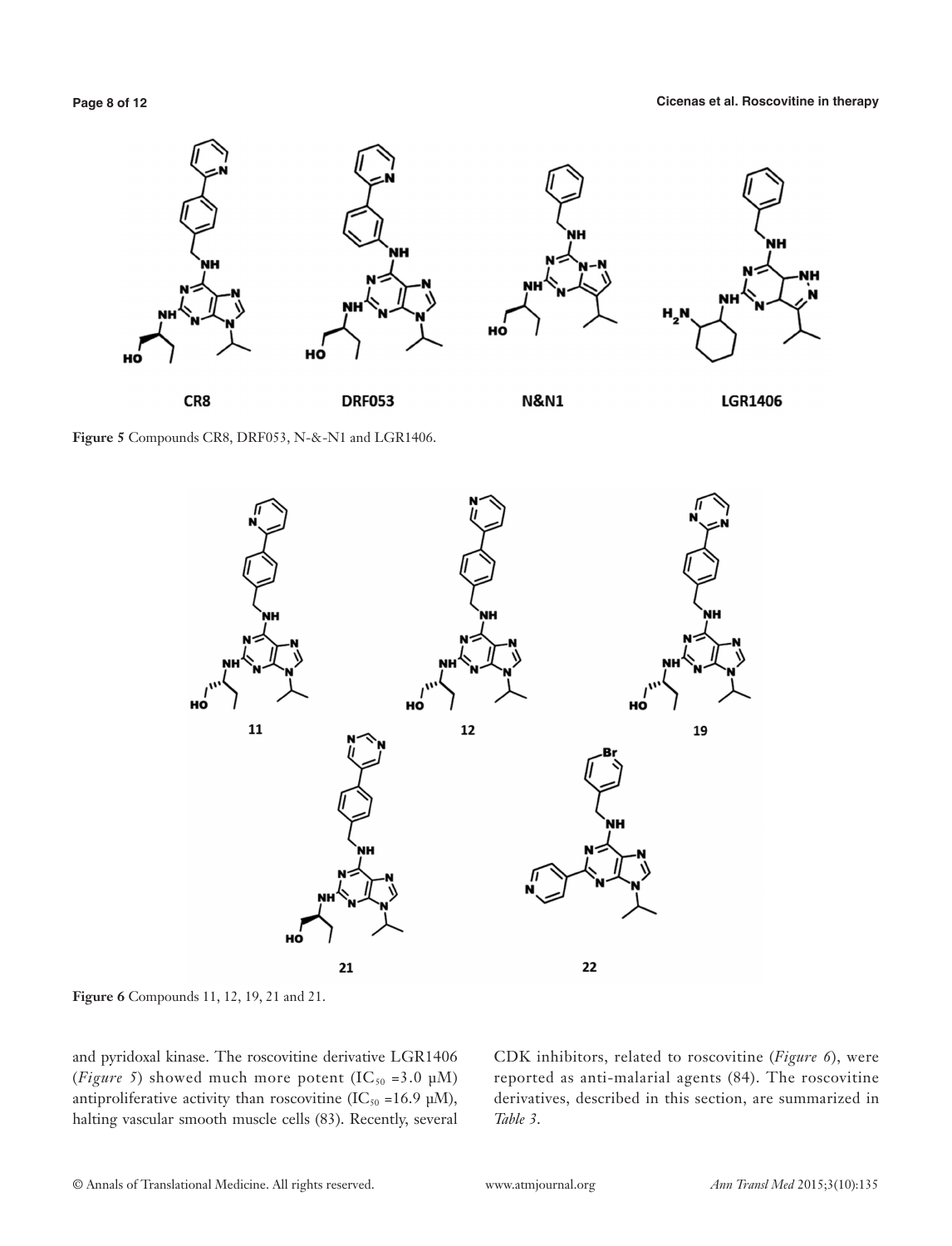**Figure 5** Compounds CR8, DRF053, N-&-N1 and LGR1406.

**Figure 6** Compounds 11, 12, 19, 21 and 21.

and pyridoxal kinase. The roscovitine derivative LGR1406 (*Figure 5*) showed much more potent ($IC_{50}$ =3.0 μM) antiproliferative activity than roscovitine ($IC_{50}$ =16.9 μM), halting vascular smooth muscle cells (83). Recently, several CDK inhibitors, related to roscovitine (*Figure 6*), were reported as anti-malarial agents (84). The roscovitine derivatives, described in this section, are summarized in *Table 3*.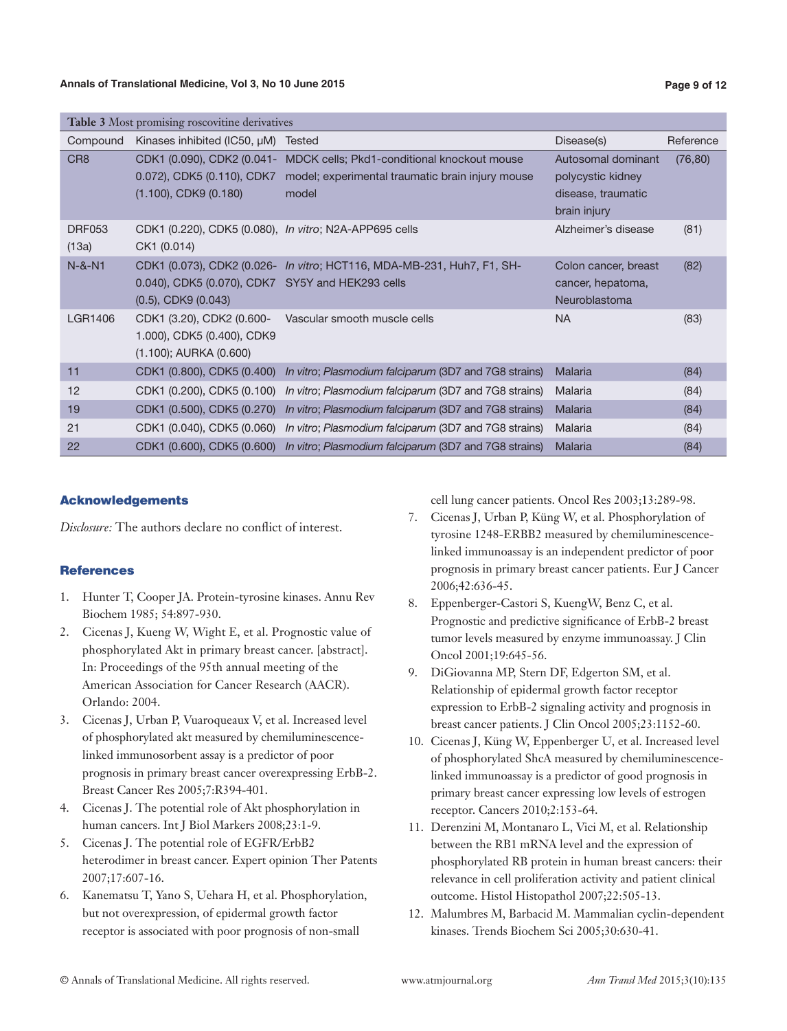**Table 3** Most promising roscovitine derivatives

| Compound | Kinases inhibited (IC50, μM) | Tested | Disease(s) | Reference |
|---|---|---|---|---|
| CR8 | CDK1 (0.090), CDK2 (0.041-0.072), CDK5 (0.110), CDK7 (1.100), CDK9 (0.180) | MDCK cells; Pkd1-conditional knockout mouse model; experimental traumatic brain injury mouse model | Autosomal dominant polycystic kidney disease, traumatic brain injury | (76,80) |
| DRF053 (13a) | CDK1 (0.220), CDK5 (0.080), CK1 (0.014) | *In vitro*; N2A-APP695 cells | Alzheimer's disease | (81) |
| N-&-N1 | CDK1 (0.073), CDK2 (0.026-0.040), CDK5 (0.070), CDK7 (0.5), CDK9 (0.043) | *In vitro*; HCT116, MDA-MB-231, Huh7, F1, SH-SY5Y and HEK293 cells | Colon cancer, breast cancer, hepatoma, Neuroblastoma | (82) |
| LGR1406 | CDK1 (3.20), CDK2 (0.600-1.000), CDK5 (0.400), CDK9 (1.100); AURKA (0.600) | Vascular smooth muscle cells | NA | (83) |
| 11 | CDK1 (0.800), CDK5 (0.400) | *In vitro*; *Plasmodium falciparum* (3D7 and 7G8 strains) | Malaria | (84) |
| 12 | CDK1 (0.200), CDK5 (0.100) | *In vitro*; *Plasmodium falciparum* (3D7 and 7G8 strains) | Malaria | (84) |
| 19 | CDK1 (0.500), CDK5 (0.270) | *In vitro*; *Plasmodium falciparum* (3D7 and 7G8 strains) | Malaria | (84) |
| 21 | CDK1 (0.040), CDK5 (0.060) | *In vitro*; *Plasmodium falciparum* (3D7 and 7G8 strains) | Malaria | (84) |
| 22 | CDK1 (0.600), CDK5 (0.600) | *In vitro*; *Plasmodium falciparum* (3D7 and 7G8 strains) | Malaria | (84) |

## Acknowledgements

*Disclosure:* The authors declare no conflict of interest.

## References

1. Hunter T, Cooper JA. Protein-tyrosine kinases. Annu Rev Biochem 1985; 54:897-930.
2. Cicenas J, Kueng W, Wight E, et al. Prognostic value of phosphorylated Akt in primary breast cancer. [abstract]. In: Proceedings of the 95th annual meeting of the American Association for Cancer Research (AACR). Orlando: 2004.
3. Cicenas J, Urban P, Vuaroqueaux V, et al. Increased level of phosphorylated akt measured by chemiluminescence-linked immunosorbent assay is a predictor of poor prognosis in primary breast cancer overexpressing ErbB-2. Breast Cancer Res 2005;7:R394-401.
4. Cicenas J. The potential role of Akt phosphorylation in human cancers. Int J Biol Markers 2008;23:1-9.
5. Cicenas J. The potential role of EGFR/ErbB2 heterodimer in breast cancer. Expert opinion Ther Patents 2007;17:607-16.
6. Kanematsu T, Yano S, Uehara H, et al. Phosphorylation, but not overexpression, of epidermal growth factor receptor is associated with poor prognosis of non-small cell lung cancer patients. Oncol Res 2003;13:289-98.
7. Cicenas J, Urban P, Küng W, et al. Phosphorylation of tyrosine 1248-ERBB2 measured by chemiluminescence-linked immunoassay is an independent predictor of poor prognosis in primary breast cancer patients. Eur J Cancer 2006;42:636-45.
8. Eppenberger-Castori S, KuengW, Benz C, et al. Prognostic and predictive significance of ErbB-2 breast tumor levels measured by enzyme immunoassay. J Clin Oncol 2001;19:645-56.
9. DiGiovanna MP, Stern DF, Edgerton SM, et al. Relationship of epidermal growth factor receptor expression to ErbB-2 signaling activity and prognosis in breast cancer patients. J Clin Oncol 2005;23:1152-60.
10. Cicenas J, Küng W, Eppenberger U, et al. Increased level of phosphorylated ShcA measured by chemiluminescence-linked immunoassay is a predictor of good prognosis in primary breast cancer expressing low levels of estrogen receptor. Cancers 2010;2:153-64.
11. Derenzini M, Montanaro L, Vici M, et al. Relationship between the RB1 mRNA level and the expression of phosphorylated RB protein in human breast cancers: their relevance in cell proliferation activity and patient clinical outcome. Histol Histopathol 2007;22:505-13.
12. Malumbres M, Barbacid M. Mammalian cyclin-dependent kinases. Trends Biochem Sci 2005;30:630-41.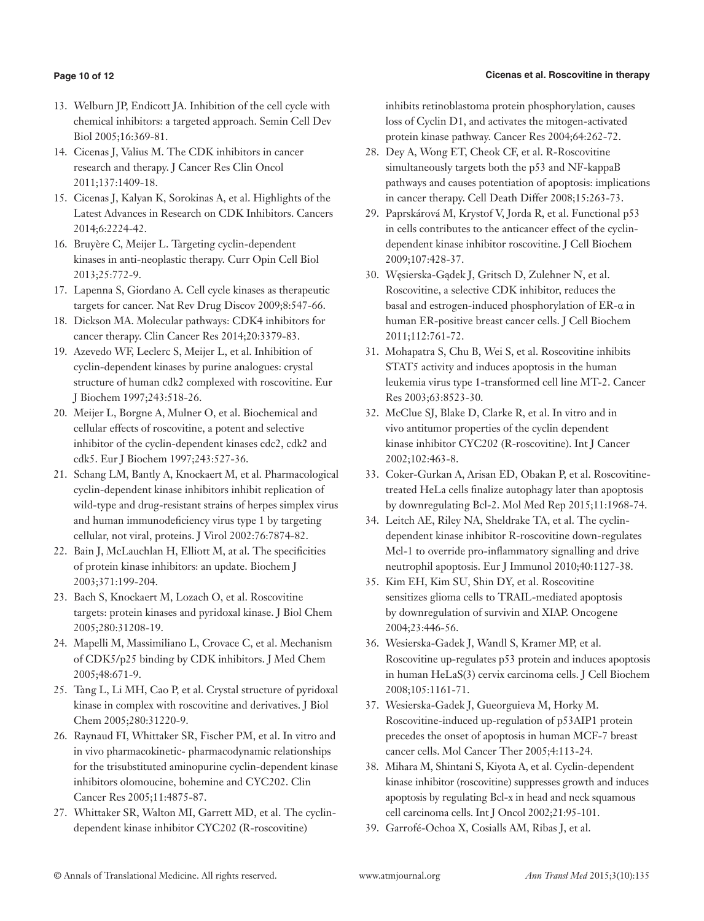13. Welburn JP, Endicott JA. Inhibition of the cell cycle with chemical inhibitors: a targeted approach. Semin Cell Dev Biol 2005;16:369-81.
14. Cicenas J, Valius M. The CDK inhibitors in cancer research and therapy. J Cancer Res Clin Oncol 2011;137:1409-18.
15. Cicenas J, Kalyan K, Sorokinas A, et al. Highlights of the Latest Advances in Research on CDK Inhibitors. Cancers 2014;6:2224-42.
16. Bruyère C, Meijer L. Targeting cyclin-dependent kinases in anti-neoplastic therapy. Curr Opin Cell Biol 2013;25:772-9.
17. Lapenna S, Giordano A. Cell cycle kinases as therapeutic targets for cancer. Nat Rev Drug Discov 2009;8:547-66.
18. Dickson MA. Molecular pathways: CDK4 inhibitors for cancer therapy. Clin Cancer Res 2014;20:3379-83.
19. Azevedo WF, Leclerc S, Meijer L, et al. Inhibition of cyclin-dependent kinases by purine analogues: crystal structure of human cdk2 complexed with roscovitine. Eur J Biochem 1997;243:518-26.
20. Meijer L, Borgne A, Mulner O, et al. Biochemical and cellular effects of roscovitine, a potent and selective inhibitor of the cyclin-dependent kinases cdc2, cdk2 and cdk5. Eur J Biochem 1997;243:527-36.
21. Schang LM, Bantly A, Knockaert M, et al. Pharmacological cyclin-dependent kinase inhibitors inhibit replication of wild-type and drug-resistant strains of herpes simplex virus and human immunodeficiency virus type 1 by targeting cellular, not viral, proteins. J Virol 2002:76:7874-82.
22. Bain J, McLauchlan H, Elliott M, at al. The specificities of protein kinase inhibitors: an update. Biochem J 2003;371:199-204.
23. Bach S, Knockaert M, Lozach O, et al. Roscovitine targets: protein kinases and pyridoxal kinase. J Biol Chem 2005;280:31208-19.
24. Mapelli M, Massimiliano L, Crovace C, et al. Mechanism of CDK5/p25 binding by CDK inhibitors. J Med Chem 2005;48:671-9.
25. Tang L, Li MH, Cao P, et al. Crystal structure of pyridoxal kinase in complex with roscovitine and derivatives. J Biol Chem 2005;280:31220-9.
26. Raynaud FI, Whittaker SR, Fischer PM, et al. In vitro and in vivo pharmacokinetic- pharmacodynamic relationships for the trisubstituted aminopurine cyclin-dependent kinase inhibitors olomoucine, bohemine and CYC202. Clin Cancer Res 2005;11:4875-87.
27. Whittaker SR, Walton MI, Garrett MD, et al. The cyclin-dependent kinase inhibitor CYC202 (R-roscovitine) inhibits retinoblastoma protein phosphorylation, causes loss of Cyclin D1, and activates the mitogen-activated protein kinase pathway. Cancer Res 2004;64:262-72.
28. Dey A, Wong ET, Cheok CF, et al. R-Roscovitine simultaneously targets both the p53 and NF-kappaB pathways and causes potentiation of apoptosis: implications in cancer therapy. Cell Death Differ 2008;15:263-73.
29. Paprskárová M, Krystof V, Jorda R, et al. Functional p53 in cells contributes to the anticancer effect of the cyclin-dependent kinase inhibitor roscovitine. J Cell Biochem 2009;107:428-37.
30. Węsierska-Gądek J, Gritsch D, Zulehner N, et al. Roscovitine, a selective CDK inhibitor, reduces the basal and estrogen-induced phosphorylation of ER-α in human ER-positive breast cancer cells. J Cell Biochem 2011;112:761-72.
31. Mohapatra S, Chu B, Wei S, et al. Roscovitine inhibits STAT5 activity and induces apoptosis in the human leukemia virus type 1-transformed cell line MT-2. Cancer Res 2003;63:8523-30.
32. McClue SJ, Blake D, Clarke R, et al. In vitro and in vivo antitumor properties of the cyclin dependent kinase inhibitor CYC202 (R-roscovitine). Int J Cancer 2002;102:463-8.
33. Coker-Gurkan A, Arisan ED, Obakan P, et al. Roscovitine-treated HeLa cells finalize autophagy later than apoptosis by downregulating Bcl-2. Mol Med Rep 2015;11:1968-74.
34. Leitch AE, Riley NA, Sheldrake TA, et al. The cyclin-dependent kinase inhibitor R-roscovitine down-regulates Mcl-1 to override pro-inflammatory signalling and drive neutrophil apoptosis. Eur J Immunol 2010;40:1127-38.
35. Kim EH, Kim SU, Shin DY, et al. Roscovitine sensitizes glioma cells to TRAIL-mediated apoptosis by downregulation of survivin and XIAP. Oncogene 2004;23:446-56.
36. Wesierska-Gadek J, Wandl S, Kramer MP, et al. Roscovitine up-regulates p53 protein and induces apoptosis in human HeLaS(3) cervix carcinoma cells. J Cell Biochem 2008;105:1161-71.
37. Wesierska-Gadek J, Gueorguieva M, Horky M. Roscovitine-induced up-regulation of p53AIP1 protein precedes the onset of apoptosis in human MCF-7 breast cancer cells. Mol Cancer Ther 2005;4:113-24.
38. Mihara M, Shintani S, Kiyota A, et al. Cyclin-dependent kinase inhibitor (roscovitine) suppresses growth and induces apoptosis by regulating Bcl-x in head and neck squamous cell carcinoma cells. Int J Oncol 2002;21:95-101.
39. Garrofé-Ochoa X, Cosialls AM, Ribas J, et al.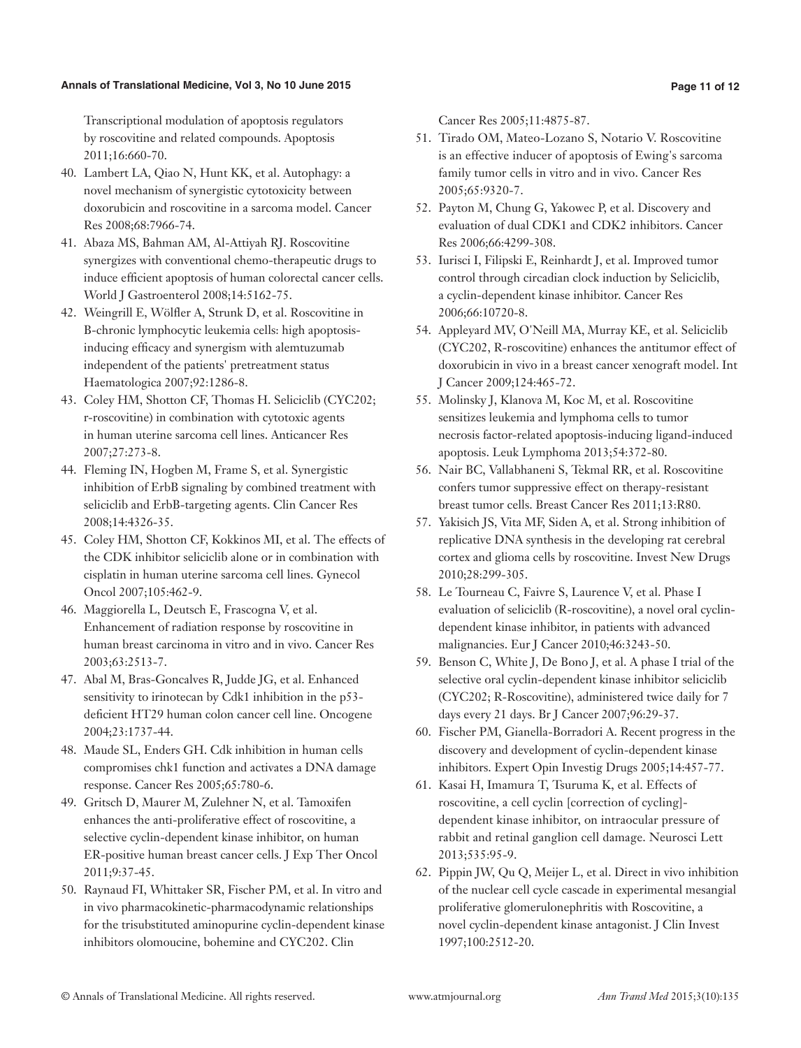Transcriptional modulation of apoptosis regulators by roscovitine and related compounds. Apoptosis 2011;16:660-70.

40. Lambert LA, Qiao N, Hunt KK, et al. Autophagy: a novel mechanism of synergistic cytotoxicity between doxorubicin and roscovitine in a sarcoma model. Cancer Res 2008;68:7966-74.
41. Abaza MS, Bahman AM, Al-Attiyah RJ. Roscovitine synergizes with conventional chemo-therapeutic drugs to induce efficient apoptosis of human colorectal cancer cells. World J Gastroenterol 2008;14:5162-75.
42. Weingrill E, Wölfler A, Strunk D, et al. Roscovitine in B-chronic lymphocytic leukemia cells: high apoptosis-inducing efficacy and synergism with alemtuzumab independent of the patients' pretreatment status Haematologica 2007;92:1286-8.
43. Coley HM, Shotton CF, Thomas H. Seliciclib (CYC202; r-roscovitine) in combination with cytotoxic agents in human uterine sarcoma cell lines. Anticancer Res 2007;27:273-8.
44. Fleming IN, Hogben M, Frame S, et al. Synergistic inhibition of ErbB signaling by combined treatment with seliciclib and ErbB-targeting agents. Clin Cancer Res 2008;14:4326-35.
45. Coley HM, Shotton CF, Kokkinos MI, et al. The effects of the CDK inhibitor seliciclib alone or in combination with cisplatin in human uterine sarcoma cell lines. Gynecol Oncol 2007;105:462-9.
46. Maggiorella L, Deutsch E, Frascogna V, et al. Enhancement of radiation response by roscovitine in human breast carcinoma in vitro and in vivo. Cancer Res 2003;63:2513-7.
47. Abal M, Bras-Goncalves R, Judde JG, et al. Enhanced sensitivity to irinotecan by Cdk1 inhibition in the p53-deficient HT29 human colon cancer cell line. Oncogene 2004;23:1737-44.
48. Maude SL, Enders GH. Cdk inhibition in human cells compromises chk1 function and activates a DNA damage response. Cancer Res 2005;65:780-6.
49. Gritsch D, Maurer M, Zulehner N, et al. Tamoxifen enhances the anti-proliferative effect of roscovitine, a selective cyclin-dependent kinase inhibitor, on human ER-positive human breast cancer cells. J Exp Ther Oncol 2011;9:37-45.
50. Raynaud FI, Whittaker SR, Fischer PM, et al. In vitro and in vivo pharmacokinetic-pharmacodynamic relationships for the trisubstituted aminopurine cyclin-dependent kinase inhibitors olomoucine, bohemine and CYC202. Clin Cancer Res 2005;11:4875-87.
51. Tirado OM, Mateo-Lozano S, Notario V. Roscovitine is an effective inducer of apoptosis of Ewing's sarcoma family tumor cells in vitro and in vivo. Cancer Res 2005;65:9320-7.
52. Payton M, Chung G, Yakowec P, et al. Discovery and evaluation of dual CDK1 and CDK2 inhibitors. Cancer Res 2006;66:4299-308.
53. Iurisci I, Filipski E, Reinhardt J, et al. Improved tumor control through circadian clock induction by Seliciclib, a cyclin-dependent kinase inhibitor. Cancer Res 2006;66:10720-8.
54. Appleyard MV, O'Neill MA, Murray KE, et al. Seliciclib (CYC202, R-roscovitine) enhances the antitumor effect of doxorubicin in vivo in a breast cancer xenograft model. Int J Cancer 2009;124:465-72.
55. Molinsky J, Klanova M, Koc M, et al. Roscovitine sensitizes leukemia and lymphoma cells to tumor necrosis factor-related apoptosis-inducing ligand-induced apoptosis. Leuk Lymphoma 2013;54:372-80.
56. Nair BC, Vallabhaneni S, Tekmal RR, et al. Roscovitine confers tumor suppressive effect on therapy-resistant breast tumor cells. Breast Cancer Res 2011;13:R80.
57. Yakisich JS, Vita MF, Siden A, et al. Strong inhibition of replicative DNA synthesis in the developing rat cerebral cortex and glioma cells by roscovitine. Invest New Drugs 2010;28:299-305.
58. Le Tourneau C, Faivre S, Laurence V, et al. Phase I evaluation of seliciclib (R-roscovitine), a novel oral cyclin-dependent kinase inhibitor, in patients with advanced malignancies. Eur J Cancer 2010;46:3243-50.
59. Benson C, White J, De Bono J, et al. A phase I trial of the selective oral cyclin-dependent kinase inhibitor seliciclib (CYC202; R-Roscovitine), administered twice daily for 7 days every 21 days. Br J Cancer 2007;96:29-37.
60. Fischer PM, Gianella-Borradori A. Recent progress in the discovery and development of cyclin-dependent kinase inhibitors. Expert Opin Investig Drugs 2005;14:457-77.
61. Kasai H, Imamura T, Tsuruma K, et al. Effects of roscovitine, a cell cyclin [correction of cycling]-dependent kinase inhibitor, on intraocular pressure of rabbit and retinal ganglion cell damage. Neurosci Lett 2013;535:95-9.
62. Pippin JW, Qu Q, Meijer L, et al. Direct in vivo inhibition of the nuclear cell cycle cascade in experimental mesangial proliferative glomerulonephritis with Roscovitine, a novel cyclin-dependent kinase antagonist. J Clin Invest 1997;100:2512-20.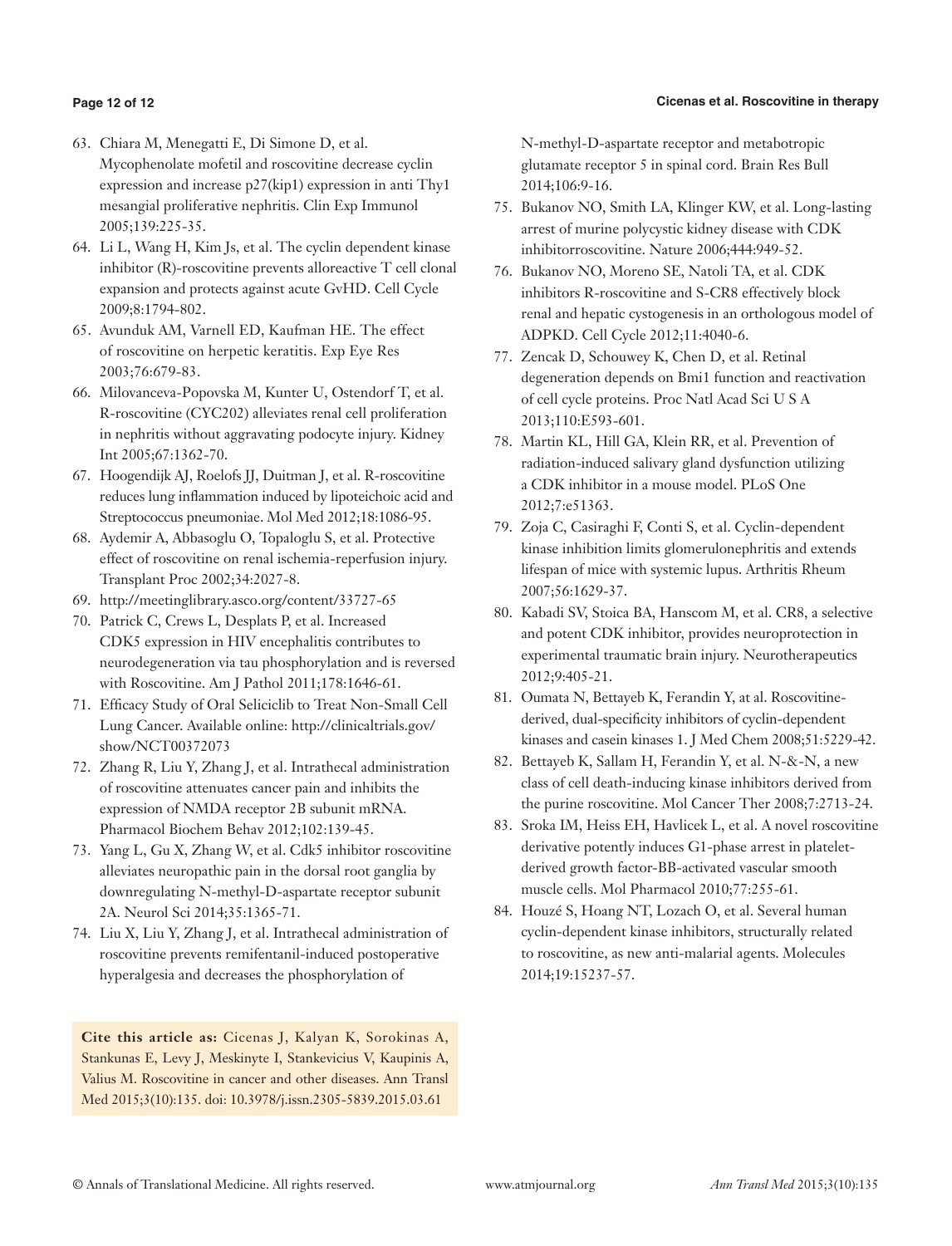63. Chiara M, Menegatti E, Di Simone D, et al. Mycophenolate mofetil and roscovitine decrease cyclin expression and increase p27(kip1) expression in anti Thy1 mesangial proliferative nephritis. Clin Exp Immunol 2005;139:225-35.
64. Li L, Wang H, Kim Js, et al. The cyclin dependent kinase inhibitor (R)-roscovitine prevents alloreactive T cell clonal expansion and protects against acute GvHD. Cell Cycle 2009;8:1794-802.
65. Avunduk AM, Varnell ED, Kaufman HE. The effect of roscovitine on herpetic keratitis. Exp Eye Res 2003;76:679-83.
66. Milovanceva-Popovska M, Kunter U, Ostendorf T, et al. R-roscovitine (CYC202) alleviates renal cell proliferation in nephritis without aggravating podocyte injury. Kidney Int 2005;67:1362-70.
67. Hoogendijk AJ, Roelofs JJ, Duitman J, et al. R-roscovitine reduces lung inflammation induced by lipoteichoic acid and Streptococcus pneumoniae. Mol Med 2012;18:1086-95.
68. Aydemir A, Abbasoglu O, Topaloglu S, et al. Protective effect of roscovitine on renal ischemia-reperfusion injury. Transplant Proc 2002;34:2027-8.
69. http://meetinglibrary.asco.org/content/33727-65
70. Patrick C, Crews L, Desplats P, et al. Increased CDK5 expression in HIV encephalitis contributes to neurodegeneration via tau phosphorylation and is reversed with Roscovitine. Am J Pathol 2011;178:1646-61.
71. Efficacy Study of Oral Seliciclib to Treat Non-Small Cell Lung Cancer. Available online: http://clinicaltrials.gov/show/NCT00372073
72. Zhang R, Liu Y, Zhang J, et al. Intrathecal administration of roscovitine attenuates cancer pain and inhibits the expression of NMDA receptor 2B subunit mRNA. Pharmacol Biochem Behav 2012;102:139-45.
73. Yang L, Gu X, Zhang W, et al. Cdk5 inhibitor roscovitine alleviates neuropathic pain in the dorsal root ganglia by downregulating N-methyl-D-aspartate receptor subunit 2A. Neurol Sci 2014;35:1365-71.
74. Liu X, Liu Y, Zhang J, et al. Intrathecal administration of roscovitine prevents remifentanil-induced postoperative hyperalgesia and decreases the phosphorylation of N-methyl-D-aspartate receptor and metabotropic glutamate receptor 5 in spinal cord. Brain Res Bull 2014;106:9-16.
75. Bukanov NO, Smith LA, Klinger KW, et al. Long-lasting arrest of murine polycystic kidney disease with CDK inhibitorroscovitine. Nature 2006;444:949-52.
76. Bukanov NO, Moreno SE, Natoli TA, et al. CDK inhibitors R-roscovitine and S-CR8 effectively block renal and hepatic cystogenesis in an orthologous model of ADPKD. Cell Cycle 2012;11:4040-6.
77. Zencak D, Schouwey K, Chen D, et al. Retinal degeneration depends on Bmi1 function and reactivation of cell cycle proteins. Proc Natl Acad Sci U S A 2013;110:E593-601.
78. Martin KL, Hill GA, Klein RR, et al. Prevention of radiation-induced salivary gland dysfunction utilizing a CDK inhibitor in a mouse model. PLoS One 2012;7:e51363.
79. Zoja C, Casiraghi F, Conti S, et al. Cyclin-dependent kinase inhibition limits glomerulonephritis and extends lifespan of mice with systemic lupus. Arthritis Rheum 2007;56:1629-37.
80. Kabadi SV, Stoica BA, Hanscom M, et al. CR8, a selective and potent CDK inhibitor, provides neuroprotection in experimental traumatic brain injury. Neurotherapeutics 2012;9:405-21.
81. Oumata N, Bettayeb K, Ferandin Y, at al. Roscovitine-derived, dual-specificity inhibitors of cyclin-dependent kinases and casein kinases 1. J Med Chem 2008;51:5229-42.
82. Bettayeb K, Sallam H, Ferandin Y, et al. N-&-N, a new class of cell death-inducing kinase inhibitors derived from the purine roscovitine. Mol Cancer Ther 2008;7:2713-24.
83. Sroka IM, Heiss EH, Havlicek L, et al. A novel roscovitine derivative potently induces G1-phase arrest in platelet-derived growth factor-BB-activated vascular smooth muscle cells. Mol Pharmacol 2010;77:255-61.
84. Houzé S, Hoang NT, Lozach O, et al. Several human cyclin-dependent kinase inhibitors, structurally related to roscovitine, as new anti-malarial agents. Molecules 2014;19:15237-57.

**Cite this article as:** Cicenas J, Kalyan K, Sorokinas A, Stankunas E, Levy J, Meskinyte I, Stankevicius V, Kaupinis A, Valius M. Roscovitine in cancer and other diseases. Ann Transl Med 2015;3(10):135. doi: 10.3978/j.issn.2305-5839.2015.03.61